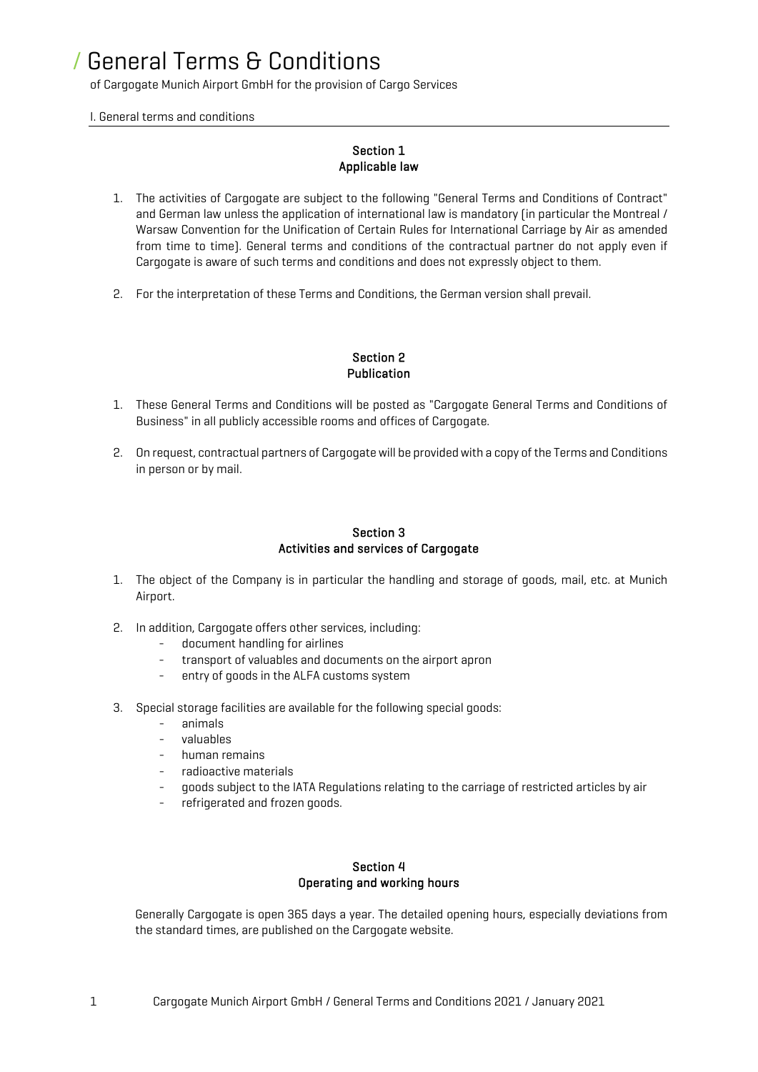# / General Terms & Conditions

of Cargogate Munich Airport GmbH for the provision of Cargo Services

I. General terms and conditions

## Section 1
## Applicable law

1. The activities of Cargogate are subject to the following "General Terms and Conditions of Contract" and German law unless the application of international law is mandatory (in particular the Montreal / Warsaw Convention for the Unification of Certain Rules for International Carriage by Air as amended from time to time). General terms and conditions of the contractual partner do not apply even if Cargogate is aware of such terms and conditions and does not expressly object to them.

2. For the interpretation of these Terms and Conditions, the German version shall prevail.

## Section 2
## Publication

1. These General Terms and Conditions will be posted as "Cargogate General Terms and Conditions of Business" in all publicly accessible rooms and offices of Cargogate.

2. On request, contractual partners of Cargogate will be provided with a copy of the Terms and Conditions in person or by mail.

## Section 3
## Activities and services of Cargogate

1. The object of the Company is in particular the handling and storage of goods, mail, etc. at Munich Airport.

2. In addition, Cargogate offers other services, including:
   - document handling for airlines
   - transport of valuables and documents on the airport apron
   - entry of goods in the ALFA customs system

3. Special storage facilities are available for the following special goods:
   - animals
   - valuables
   - human remains
   - radioactive materials
   - goods subject to the IATA Regulations relating to the carriage of restricted articles by air
   - refrigerated and frozen goods.

## Section 4
## Operating and working hours

Generally Cargogate is open 365 days a year. The detailed opening hours, especially deviations from the standard times, are published on the Cargogate website.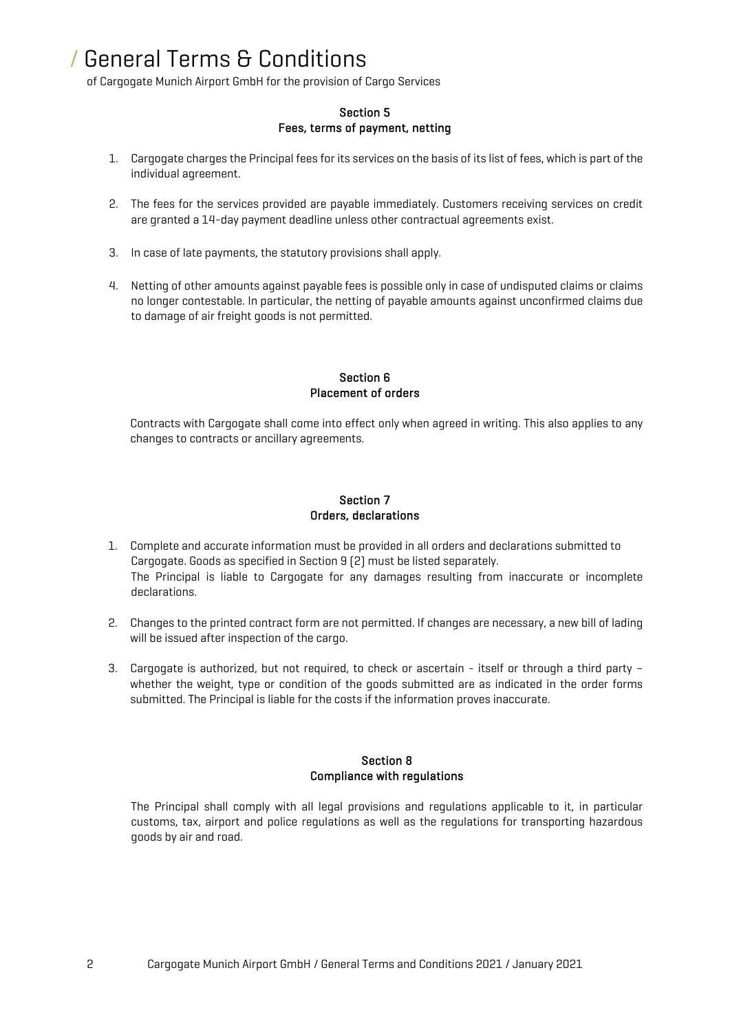# / General Terms & Conditions

of Cargogate Munich Airport GmbH for the provision of Cargo Services

## Section 5
## Fees, terms of payment, netting

1. Cargogate charges the Principal fees for its services on the basis of its list of fees, which is part of the individual agreement.

2. The fees for the services provided are payable immediately. Customers receiving services on credit are granted a 14-day payment deadline unless other contractual agreements exist.

3. In case of late payments, the statutory provisions shall apply.

4. Netting of other amounts against payable fees is possible only in case of undisputed claims or claims no longer contestable. In particular, the netting of payable amounts against unconfirmed claims due to damage of air freight goods is not permitted.

## Section 6
## Placement of orders

Contracts with Cargogate shall come into effect only when agreed in writing. This also applies to any changes to contracts or ancillary agreements.

## Section 7
## Orders, declarations

1. Complete and accurate information must be provided in all orders and declarations submitted to Cargogate. Goods as specified in Section 9 (2) must be listed separately.
   The Principal is liable to Cargogate for any damages resulting from inaccurate or incomplete declarations.

2. Changes to the printed contract form are not permitted. If changes are necessary, a new bill of lading will be issued after inspection of the cargo.

3. Cargogate is authorized, but not required, to check or ascertain - itself or through a third party – whether the weight, type or condition of the goods submitted are as indicated in the order forms submitted. The Principal is liable for the costs if the information proves inaccurate.

## Section 8
## Compliance with regulations

The Principal shall comply with all legal provisions and regulations applicable to it, in particular customs, tax, airport and police regulations as well as the regulations for transporting hazardous goods by air and road.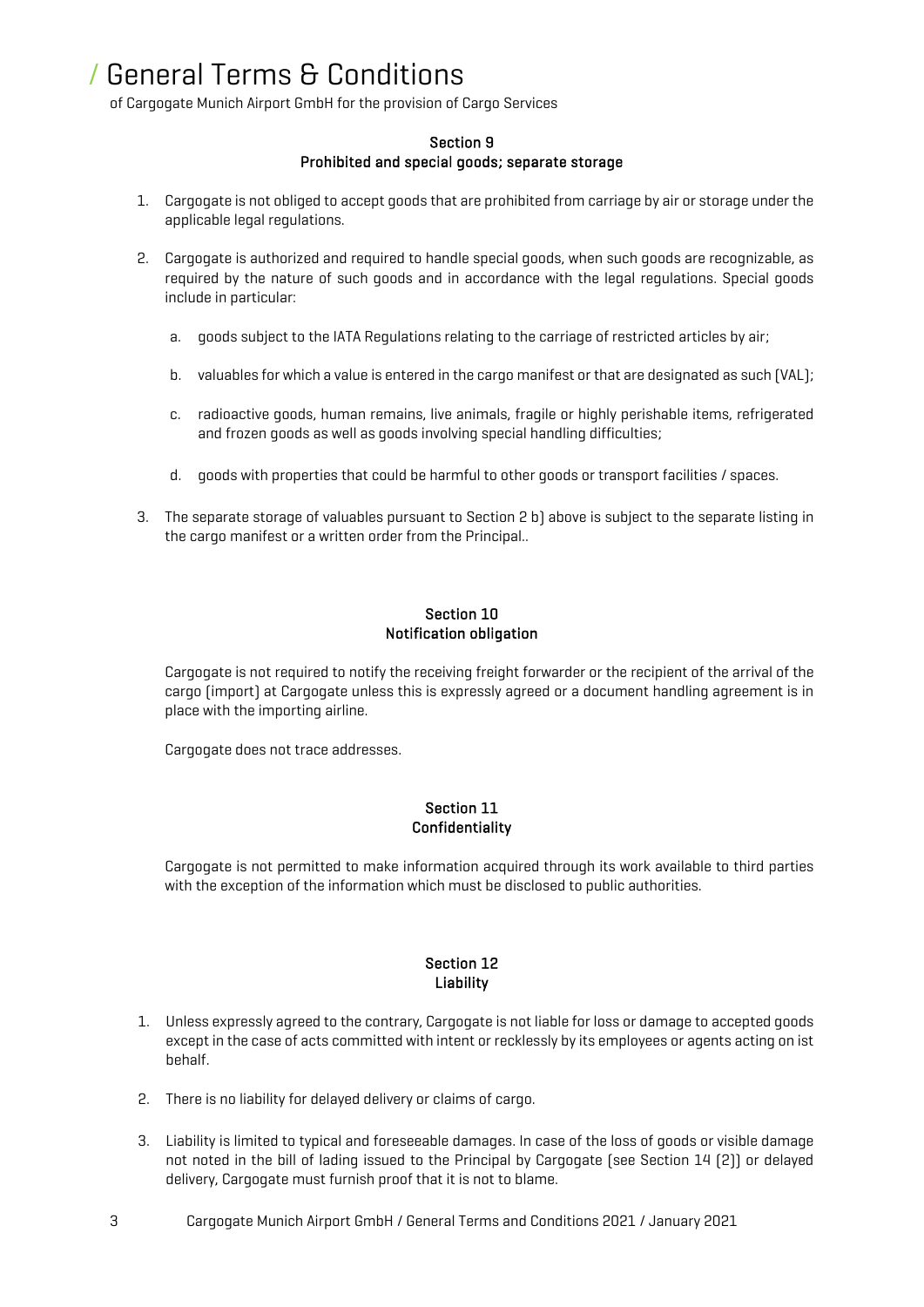### Section 9
### Prohibited and special goods; separate storage

1. Cargogate is not obliged to accept goods that are prohibited from carriage by air or storage under the applicable legal regulations.

2. Cargogate is authorized and required to handle special goods, when such goods are recognizable, as required by the nature of such goods and in accordance with the legal regulations. Special goods include in particular:

   a. goods subject to the IATA Regulations relating to the carriage of restricted articles by air;

   b. valuables for which a value is entered in the cargo manifest or that are designated as such (VAL);

   c. radioactive goods, human remains, live animals, fragile or highly perishable items, refrigerated and frozen goods as well as goods involving special handling difficulties;

   d. goods with properties that could be harmful to other goods or transport facilities / spaces.

3. The separate storage of valuables pursuant to Section 2 b) above is subject to the separate listing in the cargo manifest or a written order from the Principal..

### Section 10
### Notification obligation

Cargogate is not required to notify the receiving freight forwarder or the recipient of the arrival of the cargo (import) at Cargogate unless this is expressly agreed or a document handling agreement is in place with the importing airline.

Cargogate does not trace addresses.

### Section 11
### Confidentiality

Cargogate is not permitted to make information acquired through its work available to third parties with the exception of the information which must be disclosed to public authorities.

### Section 12
### Liability

1. Unless expressly agreed to the contrary, Cargogate is not liable for loss or damage to accepted goods except in the case of acts committed with intent or recklessly by its employees or agents acting on ist behalf.

2. There is no liability for delayed delivery or claims of cargo.

3. Liability is limited to typical and foreseeable damages. In case of the loss of goods or visible damage not noted in the bill of lading issued to the Principal by Cargogate (see Section 14 (2)) or delayed delivery, Cargogate must furnish proof that it is not to blame.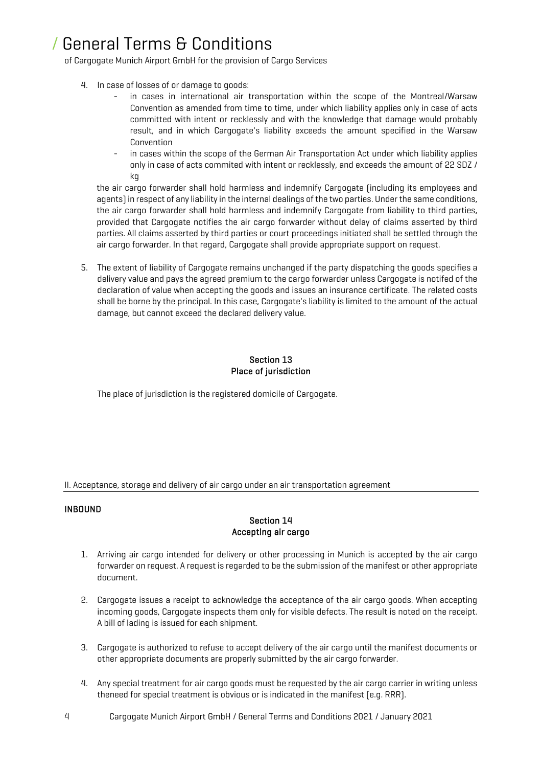4. In case of losses of or damage to goods:
   - in cases in international air transportation within the scope of the Montreal/Warsaw Convention as amended from time to time, under which liability applies only in case of acts committed with intent or recklessly and with the knowledge that damage would probably result, and in which Cargogate's liability exceeds the amount specified in the Warsaw Convention
   - in cases within the scope of the German Air Transportation Act under which liability applies only in case of acts commited with intent or recklessly, and exceeds the amount of 22 SDZ / kg

   the air cargo forwarder shall hold harmless and indemnify Cargogate (including its employees and agents) in respect of any liability in the internal dealings of the two parties. Under the same conditions, the air cargo forwarder shall hold harmless and indemnify Cargogate from liability to third parties, provided that Cargogate notifies the air cargo forwarder without delay of claims asserted by third parties. All claims asserted by third parties or court proceedings initiated shall be settled through the air cargo forwarder. In that regard, Cargogate shall provide appropriate support on request.

5. The extent of liability of Cargogate remains unchanged if the party dispatching the goods specifies a delivery value and pays the agreed premium to the cargo forwarder unless Cargogate is notifed of the declaration of value when accepting the goods and issues an insurance certificate. The related costs shall be borne by the principal. In this case, Cargogate's liability is limited to the amount of the actual damage, but cannot exceed the declared delivery value.

### Section 13
### Place of jurisdiction

The place of jurisdiction is the registered domicile of Cargogate.

## II. Acceptance, storage and delivery of air cargo under an air transportation agreement

**INBOUND**

### Section 14
### Accepting air cargo

1. Arriving air cargo intended for delivery or other processing in Munich is accepted by the air cargo forwarder on request. A request is regarded to be the submission of the manifest or other appropriate document.

2. Cargogate issues a receipt to acknowledge the acceptance of the air cargo goods. When accepting incoming goods, Cargogate inspects them only for visible defects. The result is noted on the receipt. A bill of lading is issued for each shipment.

3. Cargogate is authorized to refuse to accept delivery of the air cargo until the manifest documents or other appropriate documents are properly submitted by the air cargo forwarder.

4. Any special treatment for air cargo goods must be requested by the air cargo carrier in writing unless theneed for special treatment is obvious or is indicated in the manifest (e.g. RRR).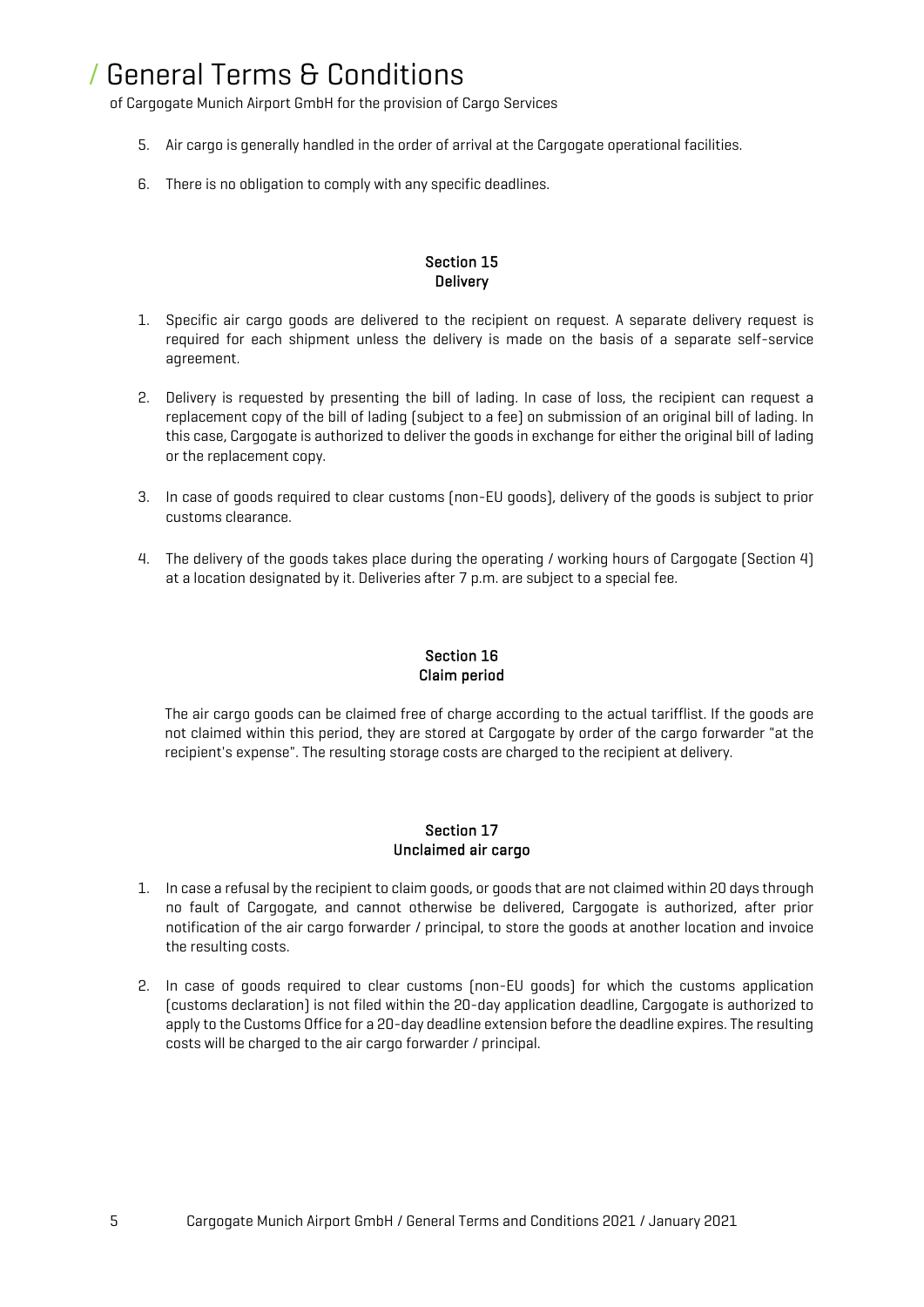5. Air cargo is generally handled in the order of arrival at the Cargogate operational facilities.

6. There is no obligation to comply with any specific deadlines.

## Section 15
## Delivery

1. Specific air cargo goods are delivered to the recipient on request. A separate delivery request is required for each shipment unless the delivery is made on the basis of a separate self-service agreement.

2. Delivery is requested by presenting the bill of lading. In case of loss, the recipient can request a replacement copy of the bill of lading (subject to a fee) on submission of an original bill of lading. In this case, Cargogate is authorized to deliver the goods in exchange for either the original bill of lading or the replacement copy.

3. In case of goods required to clear customs (non-EU goods), delivery of the goods is subject to prior customs clearance.

4. The delivery of the goods takes place during the operating / working hours of Cargogate (Section 4) at a location designated by it. Deliveries after 7 p.m. are subject to a special fee.

## Section 16
## Claim period

The air cargo goods can be claimed free of charge according to the actual tarifflist. If the goods are not claimed within this period, they are stored at Cargogate by order of the cargo forwarder "at the recipient's expense". The resulting storage costs are charged to the recipient at delivery.

## Section 17
## Unclaimed air cargo

1. In case a refusal by the recipient to claim goods, or goods that are not claimed within 20 days through no fault of Cargogate, and cannot otherwise be delivered, Cargogate is authorized, after prior notification of the air cargo forwarder / principal, to store the goods at another location and invoice the resulting costs.

2. In case of goods required to clear customs (non-EU goods) for which the customs application (customs declaration) is not filed within the 20-day application deadline, Cargogate is authorized to apply to the Customs Office for a 20-day deadline extension before the deadline expires. The resulting costs will be charged to the air cargo forwarder / principal.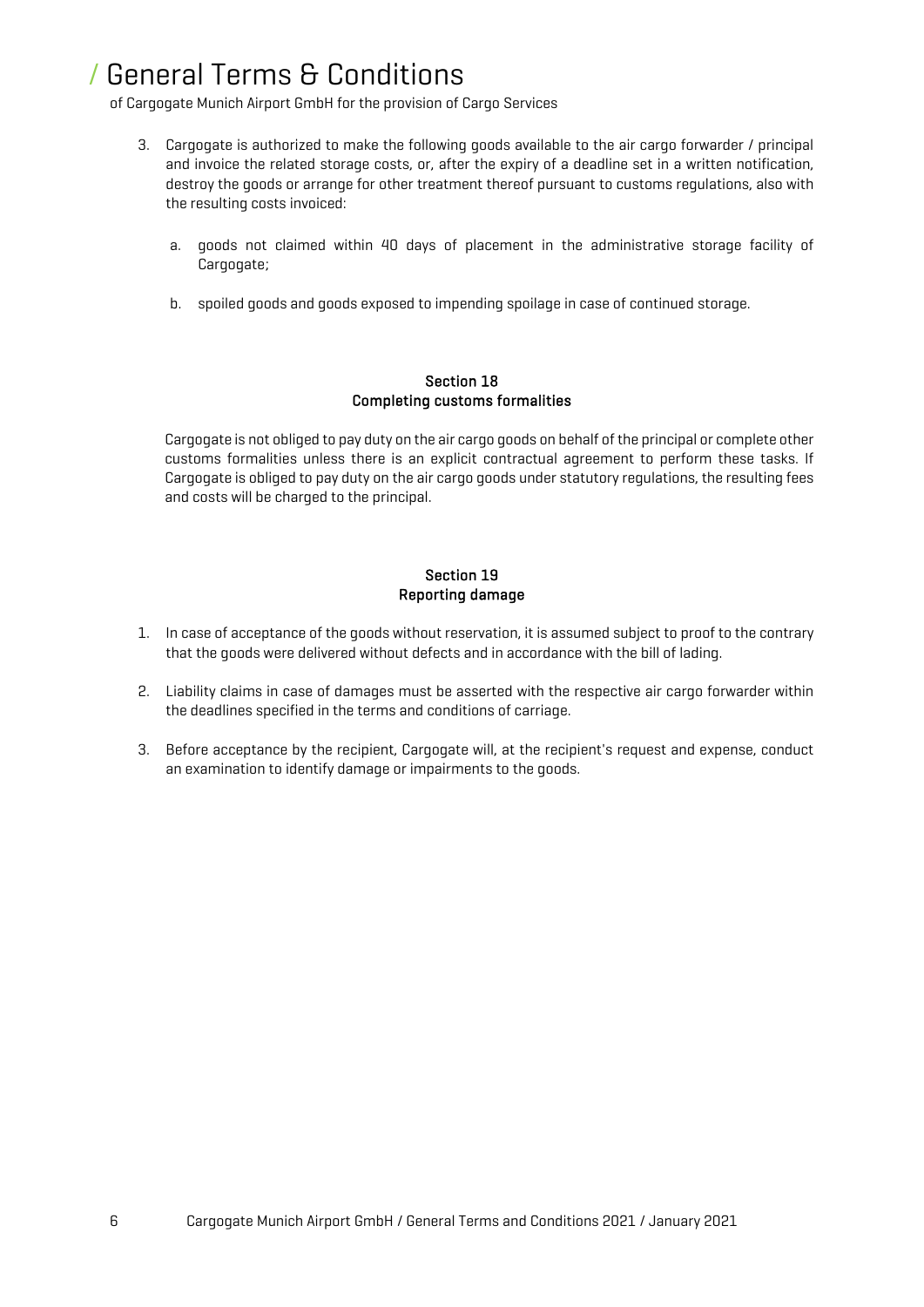3. Cargogate is authorized to make the following goods available to the air cargo forwarder / principal and invoice the related storage costs, or, after the expiry of a deadline set in a written notification, destroy the goods or arrange for other treatment thereof pursuant to customs regulations, also with the resulting costs invoiced:

   a. goods not claimed within 40 days of placement in the administrative storage facility of Cargogate;

   b. spoiled goods and goods exposed to impending spoilage in case of continued storage.

## Section 18
## Completing customs formalities

Cargogate is not obliged to pay duty on the air cargo goods on behalf of the principal or complete other customs formalities unless there is an explicit contractual agreement to perform these tasks. If Cargogate is obliged to pay duty on the air cargo goods under statutory regulations, the resulting fees and costs will be charged to the principal.

## Section 19
## Reporting damage

1. In case of acceptance of the goods without reservation, it is assumed subject to proof to the contrary that the goods were delivered without defects and in accordance with the bill of lading.

2. Liability claims in case of damages must be asserted with the respective air cargo forwarder within the deadlines specified in the terms and conditions of carriage.

3. Before acceptance by the recipient, Cargogate will, at the recipient's request and expense, conduct an examination to identify damage or impairments to the goods.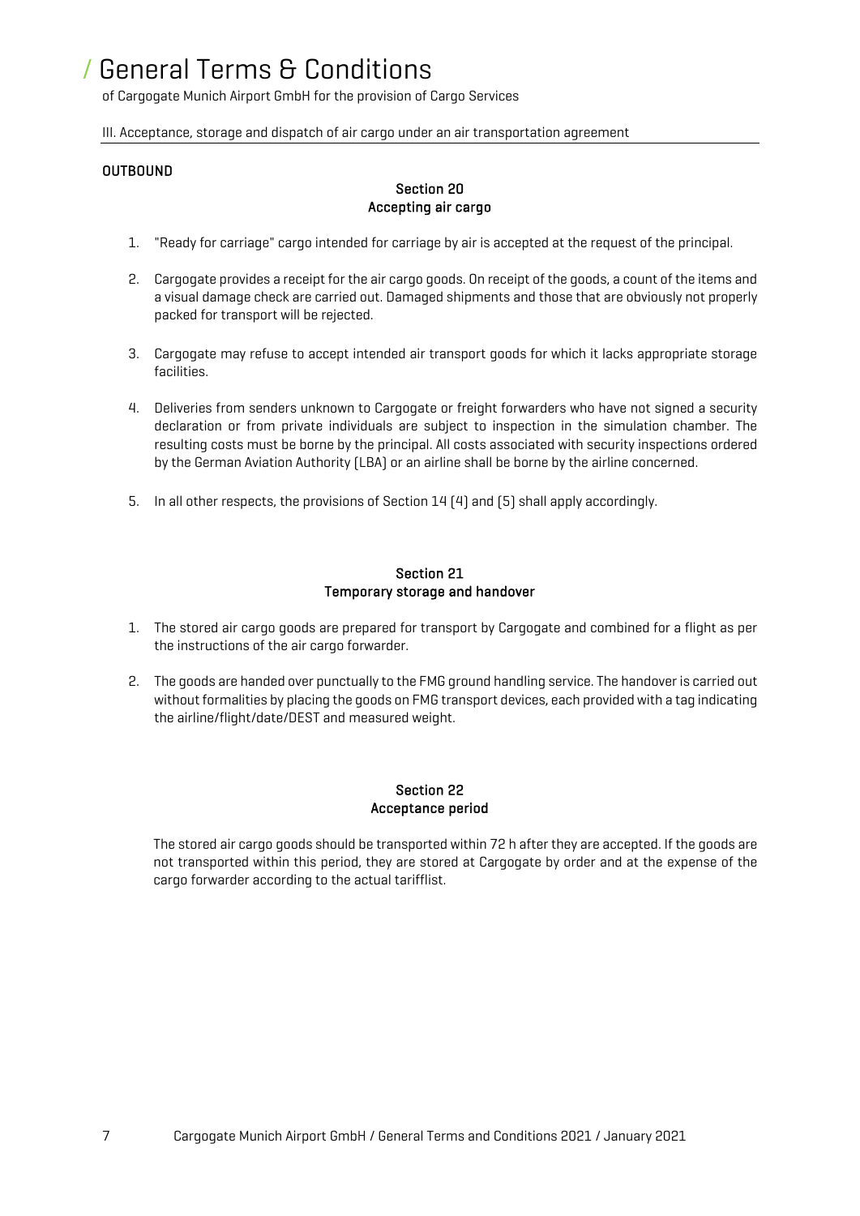# General Terms & Conditions

of Cargogate Munich Airport GmbH for the provision of Cargo Services

III. Acceptance, storage and dispatch of air cargo under an air transportation agreement

**OUTBOUND**

### Section 20
### Accepting air cargo

1. "Ready for carriage" cargo intended for carriage by air is accepted at the request of the principal.

2. Cargogate provides a receipt for the air cargo goods. On receipt of the goods, a count of the items and a visual damage check are carried out. Damaged shipments and those that are obviously not properly packed for transport will be rejected.

3. Cargogate may refuse to accept intended air transport goods for which it lacks appropriate storage facilities.

4. Deliveries from senders unknown to Cargogate or freight forwarders who have not signed a security declaration or from private individuals are subject to inspection in the simulation chamber. The resulting costs must be borne by the principal. All costs associated with security inspections ordered by the German Aviation Authority (LBA) or an airline shall be borne by the airline concerned.

5. In all other respects, the provisions of Section 14 (4) and (5) shall apply accordingly.

### Section 21
### Temporary storage and handover

1. The stored air cargo goods are prepared for transport by Cargogate and combined for a flight as per the instructions of the air cargo forwarder.

2. The goods are handed over punctually to the FMG ground handling service. The handover is carried out without formalities by placing the goods on FMG transport devices, each provided with a tag indicating the airline/flight/date/DEST and measured weight.

### Section 22
### Acceptance period

The stored air cargo goods should be transported within 72 h after they are accepted. If the goods are not transported within this period, they are stored at Cargogate by order and at the expense of the cargo forwarder according to the actual tarifflist.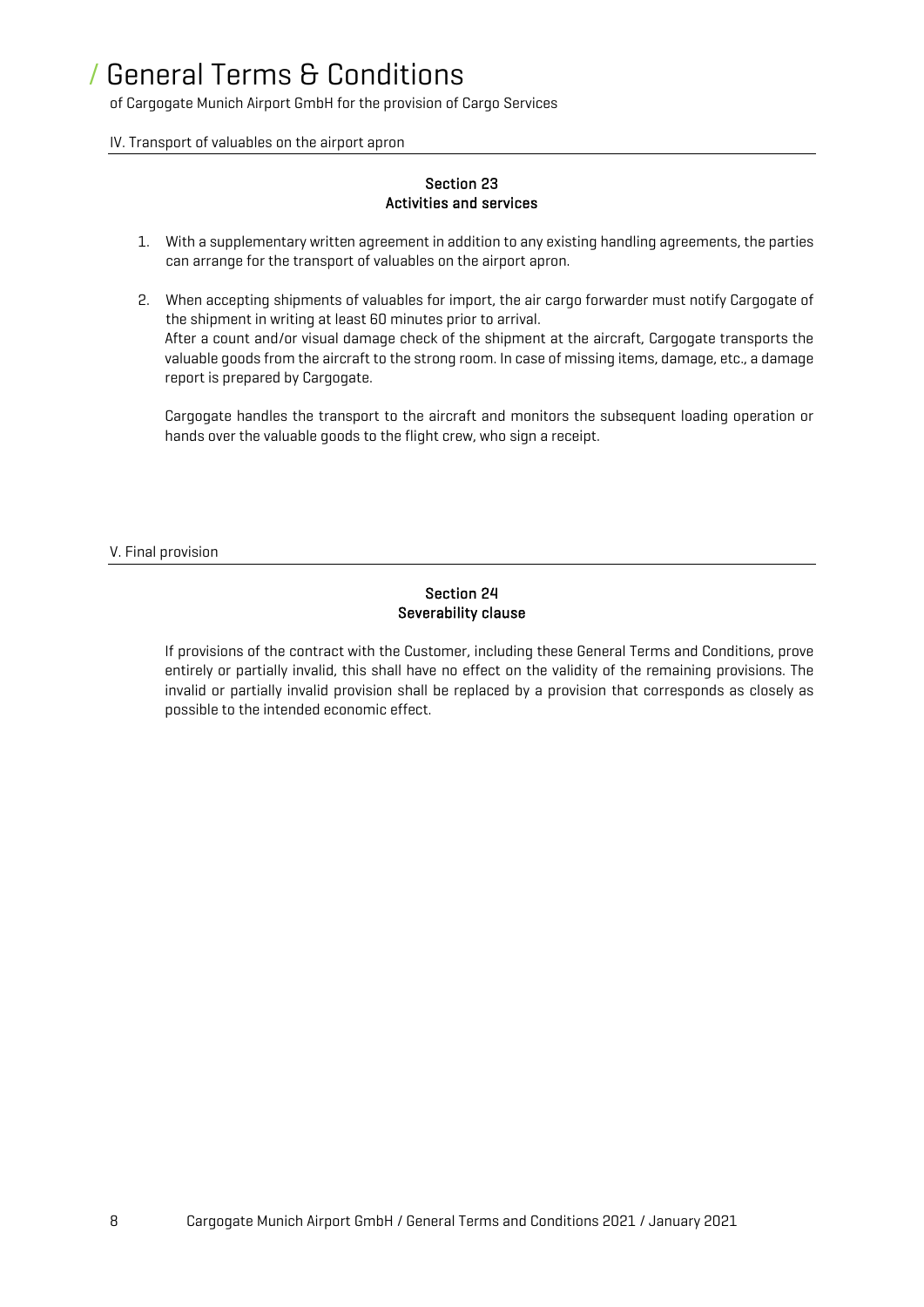IV. Transport of valuables on the airport apron

### Section 23
### Activities and services

1. With a supplementary written agreement in addition to any existing handling agreements, the parties can arrange for the transport of valuables on the airport apron.

2. When accepting shipments of valuables for import, the air cargo forwarder must notify Cargogate of the shipment in writing at least 60 minutes prior to arrival.
   After a count and/or visual damage check of the shipment at the aircraft, Cargogate transports the valuable goods from the aircraft to the strong room. In case of missing items, damage, etc., a damage report is prepared by Cargogate.

   Cargogate handles the transport to the aircraft and monitors the subsequent loading operation or hands over the valuable goods to the flight crew, who sign a receipt.

V. Final provision

### Section 24
### Severability clause

If provisions of the contract with the Customer, including these General Terms and Conditions, prove entirely or partially invalid, this shall have no effect on the validity of the remaining provisions. The invalid or partially invalid provision shall be replaced by a provision that corresponds as closely as possible to the intended economic effect.